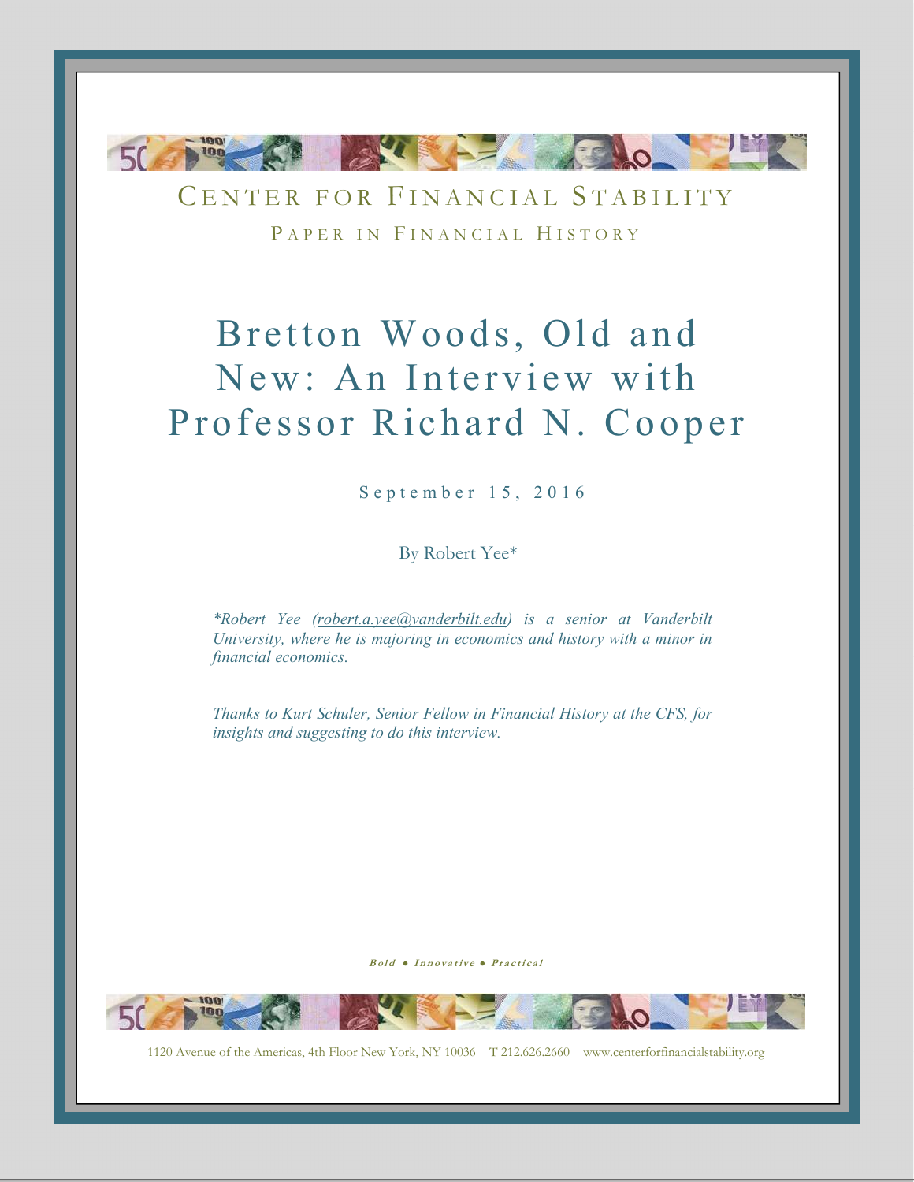CENTER FOR FINANCIAL STABILITY

PAPER IN FINANCIAL HISTORY

# Bretton Woods, Old and New: An Interview with Professor Richard N. Cooper

September 15, 2016

By Robert Yee*

*\*Robert Yee (robert.a.yee@vanderbilt.edu) is a senior at Vanderbilt University, where he is majoring in economics and history with a minor in financial economics.*

*Thanks to Kurt Schuler, Senior Fellow in Financial History at the CFS, for insights and suggesting to do this interview.*

***Bold • Innovative • Practical***

1120 Avenue of the Americas, 4th Floor New York, NY 10036 T 212.626.2660 www.centerforfinancialstability.org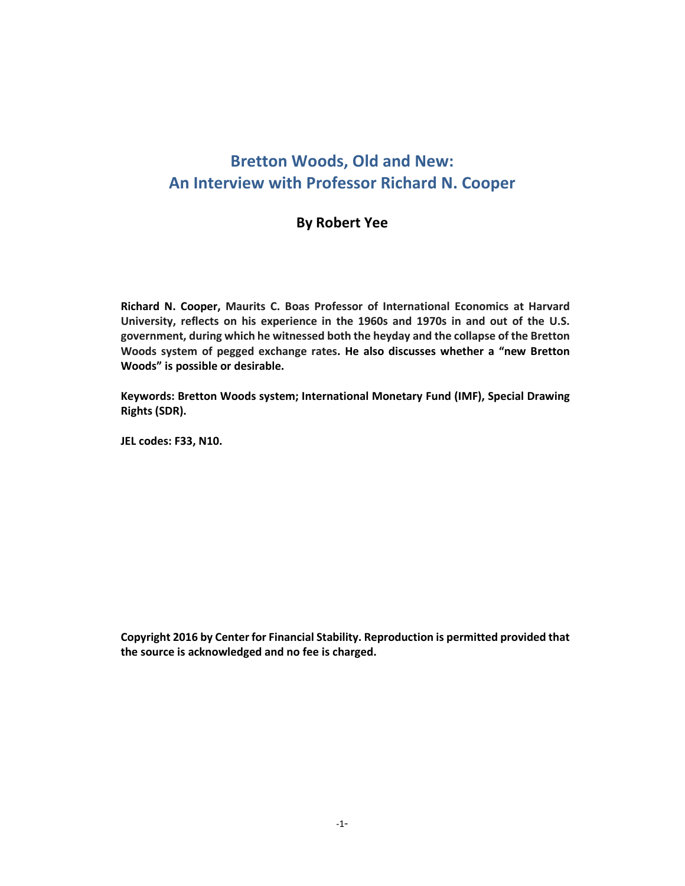# Bretton Woods, Old and New: An Interview with Professor Richard N. Cooper

## By Robert Yee

**Richard N. Cooper, Maurits C. Boas Professor of International Economics at Harvard University, reflects on his experience in the 1960s and 1970s in and out of the U.S. government, during which he witnessed both the heyday and the collapse of the Bretton Woods system of pegged exchange rates. He also discusses whether a "new Bretton Woods" is possible or desirable.**

**Keywords: Bretton Woods system; International Monetary Fund (IMF), Special Drawing Rights (SDR).**

**JEL codes: F33, N10.**

**Copyright 2016 by Center for Financial Stability. Reproduction is permitted provided that the source is acknowledged and no fee is charged.**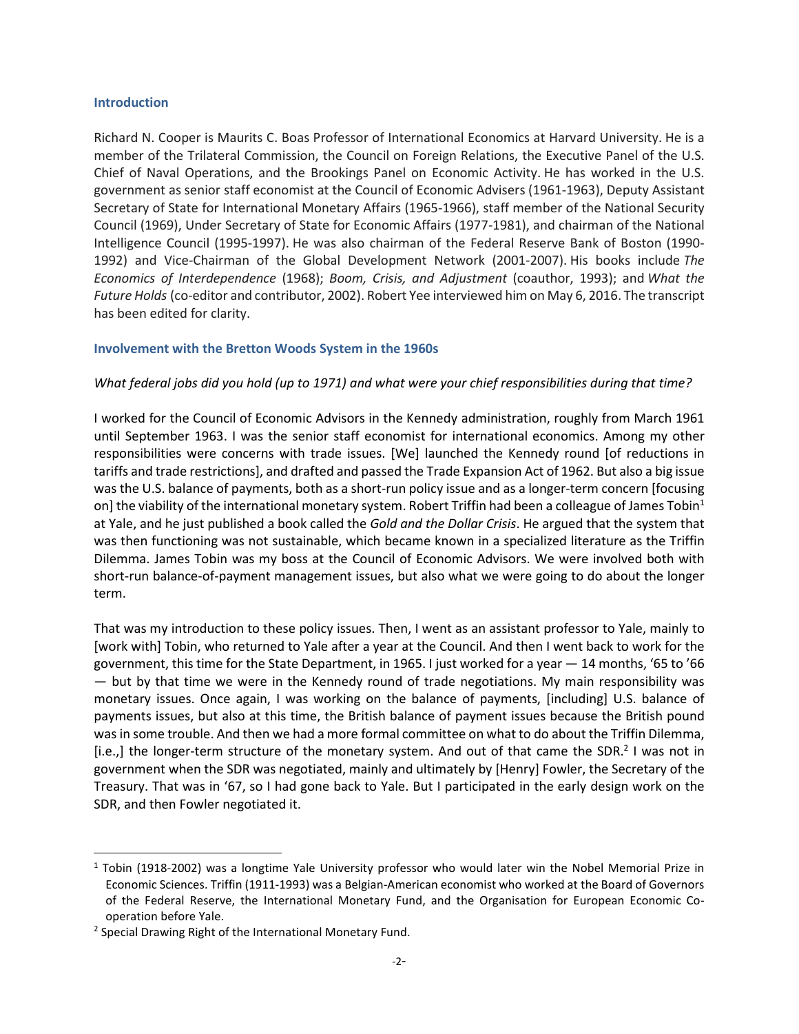## Introduction

Richard N. Cooper is Maurits C. Boas Professor of International Economics at Harvard University. He is a member of the Trilateral Commission, the Council on Foreign Relations, the Executive Panel of the U.S. Chief of Naval Operations, and the Brookings Panel on Economic Activity. He has worked in the U.S. government as senior staff economist at the Council of Economic Advisers (1961-1963), Deputy Assistant Secretary of State for International Monetary Affairs (1965-1966), staff member of the National Security Council (1969), Under Secretary of State for Economic Affairs (1977-1981), and chairman of the National Intelligence Council (1995-1997). He was also chairman of the Federal Reserve Bank of Boston (1990-1992) and Vice-Chairman of the Global Development Network (2001-2007). His books include *The Economics of Interdependence* (1968); *Boom, Crisis, and Adjustment* (coauthor, 1993); and *What the Future Holds* (co-editor and contributor, 2002). Robert Yee interviewed him on May 6, 2016. The transcript has been edited for clarity.

## Involvement with the Bretton Woods System in the 1960s

*What federal jobs did you hold (up to 1971) and what were your chief responsibilities during that time?*

I worked for the Council of Economic Advisors in the Kennedy administration, roughly from March 1961 until September 1963. I was the senior staff economist for international economics. Among my other responsibilities were concerns with trade issues. [We] launched the Kennedy round [of reductions in tariffs and trade restrictions], and drafted and passed the Trade Expansion Act of 1962. But also a big issue was the U.S. balance of payments, both as a short-run policy issue and as a longer-term concern [focusing on] the viability of the international monetary system. Robert Triffin had been a colleague of James Tobin[1] at Yale, and he just published a book called the *Gold and the Dollar Crisis*. He argued that the system that was then functioning was not sustainable, which became known in a specialized literature as the Triffin Dilemma. James Tobin was my boss at the Council of Economic Advisors. We were involved both with short-run balance-of-payment management issues, but also what we were going to do about the longer term.

That was my introduction to these policy issues. Then, I went as an assistant professor to Yale, mainly to [work with] Tobin, who returned to Yale after a year at the Council. And then I went back to work for the government, this time for the State Department, in 1965. I just worked for a year — 14 months, '65 to '66 — but by that time we were in the Kennedy round of trade negotiations. My main responsibility was monetary issues. Once again, I was working on the balance of payments, [including] U.S. balance of payments issues, but also at this time, the British balance of payment issues because the British pound was in some trouble. And then we had a more formal committee on what to do about the Triffin Dilemma, [i.e.,] the longer-term structure of the monetary system. And out of that came the SDR.[2] I was not in government when the SDR was negotiated, mainly and ultimately by [Henry] Fowler, the Secretary of the Treasury. That was in '67, so I had gone back to Yale. But I participated in the early design work on the SDR, and then Fowler negotiated it.

---

[1] Tobin (1918-2002) was a longtime Yale University professor who would later win the Nobel Memorial Prize in Economic Sciences. Triffin (1911-1993) was a Belgian-American economist who worked at the Board of Governors of the Federal Reserve, the International Monetary Fund, and the Organisation for European Economic Co-operation before Yale.

[2] Special Drawing Right of the International Monetary Fund.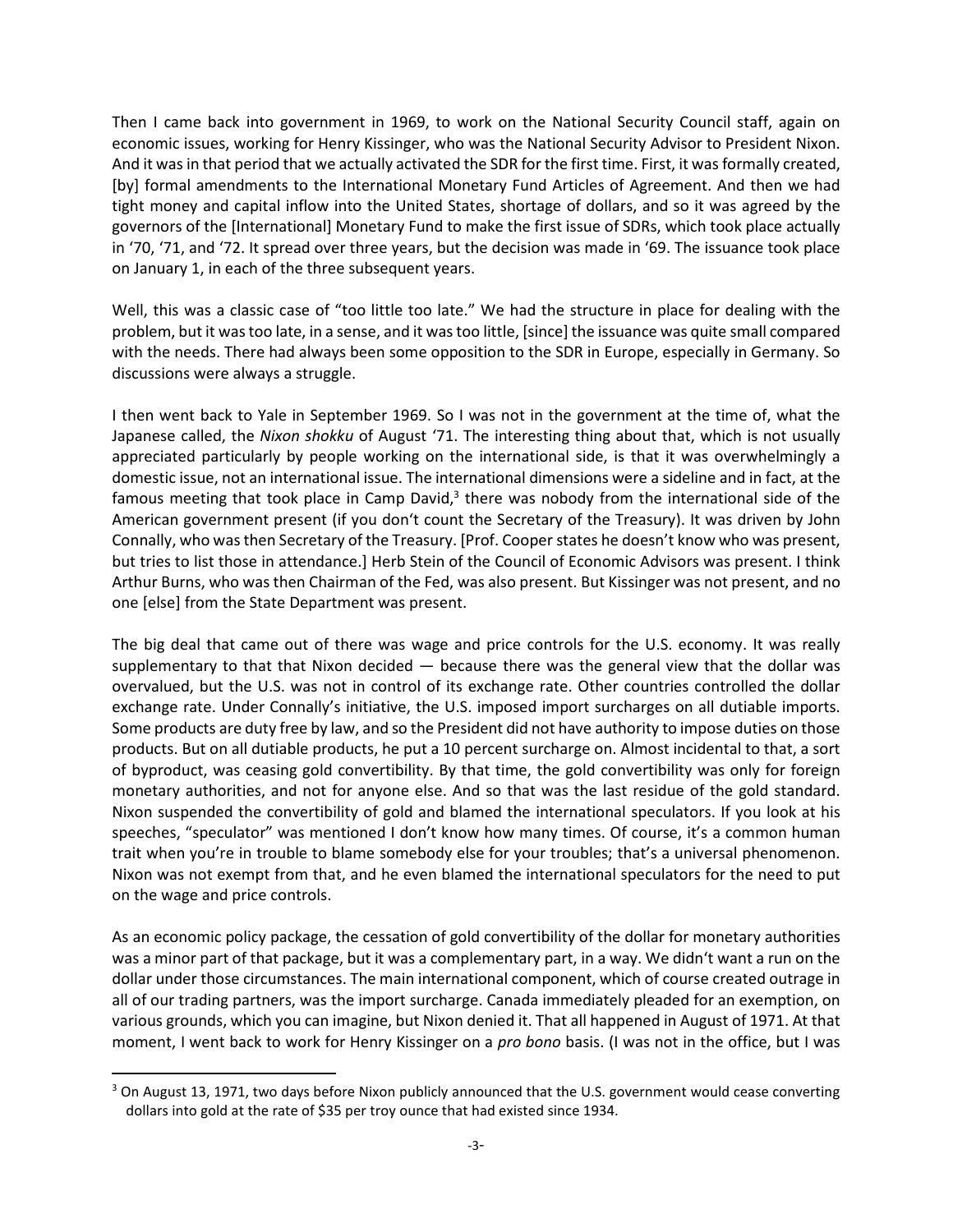Then I came back into government in 1969, to work on the National Security Council staff, again on economic issues, working for Henry Kissinger, who was the National Security Advisor to President Nixon. And it was in that period that we actually activated the SDR for the first time. First, it was formally created, [by] formal amendments to the International Monetary Fund Articles of Agreement. And then we had tight money and capital inflow into the United States, shortage of dollars, and so it was agreed by the governors of the [International] Monetary Fund to make the first issue of SDRs, which took place actually in '70, '71, and '72. It spread over three years, but the decision was made in '69. The issuance took place on January 1, in each of the three subsequent years.

Well, this was a classic case of "too little too late." We had the structure in place for dealing with the problem, but it was too late, in a sense, and it was too little, [since] the issuance was quite small compared with the needs. There had always been some opposition to the SDR in Europe, especially in Germany. So discussions were always a struggle.

I then went back to Yale in September 1969. So I was not in the government at the time of, what the Japanese called, the *Nixon shokku* of August '71. The interesting thing about that, which is not usually appreciated particularly by people working on the international side, is that it was overwhelmingly a domestic issue, not an international issue. The international dimensions were a sideline and in fact, at the famous meeting that took place in Camp David,[3] there was nobody from the international side of the American government present (if you don't count the Secretary of the Treasury). It was driven by John Connally, who was then Secretary of the Treasury. [Prof. Cooper states he doesn't know who was present, but tries to list those in attendance.] Herb Stein of the Council of Economic Advisors was present. I think Arthur Burns, who was then Chairman of the Fed, was also present. But Kissinger was not present, and no one [else] from the State Department was present.

The big deal that came out of there was wage and price controls for the U.S. economy. It was really supplementary to that that Nixon decided — because there was the general view that the dollar was overvalued, but the U.S. was not in control of its exchange rate. Other countries controlled the dollar exchange rate. Under Connally's initiative, the U.S. imposed import surcharges on all dutiable imports. Some products are duty free by law, and so the President did not have authority to impose duties on those products. But on all dutiable products, he put a 10 percent surcharge on. Almost incidental to that, a sort of byproduct, was ceasing gold convertibility. By that time, the gold convertibility was only for foreign monetary authorities, and not for anyone else. And so that was the last residue of the gold standard. Nixon suspended the convertibility of gold and blamed the international speculators. If you look at his speeches, "speculator" was mentioned I don't know how many times. Of course, it's a common human trait when you're in trouble to blame somebody else for your troubles; that's a universal phenomenon. Nixon was not exempt from that, and he even blamed the international speculators for the need to put on the wage and price controls.

As an economic policy package, the cessation of gold convertibility of the dollar for monetary authorities was a minor part of that package, but it was a complementary part, in a way. We didn't want a run on the dollar under those circumstances. The main international component, which of course created outrage in all of our trading partners, was the import surcharge. Canada immediately pleaded for an exemption, on various grounds, which you can imagine, but Nixon denied it. That all happened in August of 1971. At that moment, I went back to work for Henry Kissinger on a *pro bono* basis. (I was not in the office, but I was

[3] On August 13, 1971, two days before Nixon publicly announced that the U.S. government would cease converting dollars into gold at the rate of $35 per troy ounce that had existed since 1934.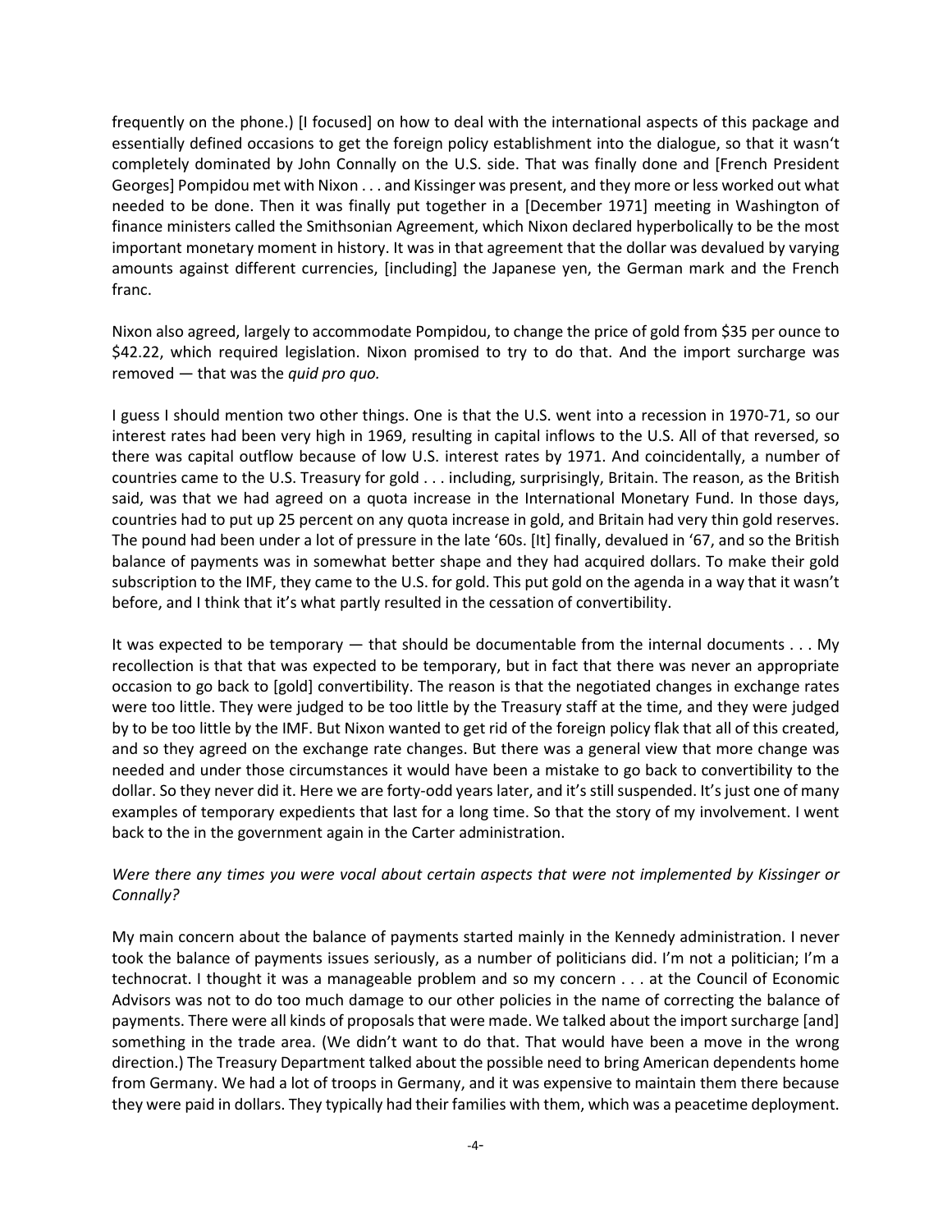frequently on the phone.) [I focused] on how to deal with the international aspects of this package and essentially defined occasions to get the foreign policy establishment into the dialogue, so that it wasn't completely dominated by John Connally on the U.S. side. That was finally done and [French President Georges] Pompidou met with Nixon . . . and Kissinger was present, and they more or less worked out what needed to be done. Then it was finally put together in a [December 1971] meeting in Washington of finance ministers called the Smithsonian Agreement, which Nixon declared hyperbolically to be the most important monetary moment in history. It was in that agreement that the dollar was devalued by varying amounts against different currencies, [including] the Japanese yen, the German mark and the French franc.

Nixon also agreed, largely to accommodate Pompidou, to change the price of gold from $35 per ounce to $42.22, which required legislation. Nixon promised to try to do that. And the import surcharge was removed — that was the *quid pro quo.*

I guess I should mention two other things. One is that the U.S. went into a recession in 1970-71, so our interest rates had been very high in 1969, resulting in capital inflows to the U.S. All of that reversed, so there was capital outflow because of low U.S. interest rates by 1971. And coincidentally, a number of countries came to the U.S. Treasury for gold . . . including, surprisingly, Britain. The reason, as the British said, was that we had agreed on a quota increase in the International Monetary Fund. In those days, countries had to put up 25 percent on any quota increase in gold, and Britain had very thin gold reserves. The pound had been under a lot of pressure in the late '60s. [It] finally, devalued in '67, and so the British balance of payments was in somewhat better shape and they had acquired dollars. To make their gold subscription to the IMF, they came to the U.S. for gold. This put gold on the agenda in a way that it wasn't before, and I think that it's what partly resulted in the cessation of convertibility.

It was expected to be temporary — that should be documentable from the internal documents . . . My recollection is that that was expected to be temporary, but in fact that there was never an appropriate occasion to go back to [gold] convertibility. The reason is that the negotiated changes in exchange rates were too little. They were judged to be too little by the Treasury staff at the time, and they were judged by to be too little by the IMF. But Nixon wanted to get rid of the foreign policy flak that all of this created, and so they agreed on the exchange rate changes. But there was a general view that more change was needed and under those circumstances it would have been a mistake to go back to convertibility to the dollar. So they never did it. Here we are forty-odd years later, and it's still suspended. It's just one of many examples of temporary expedients that last for a long time. So that the story of my involvement. I went back to the in the government again in the Carter administration.

*Were there any times you were vocal about certain aspects that were not implemented by Kissinger or Connally?*

My main concern about the balance of payments started mainly in the Kennedy administration. I never took the balance of payments issues seriously, as a number of politicians did. I'm not a politician; I'm a technocrat. I thought it was a manageable problem and so my concern . . . at the Council of Economic Advisors was not to do too much damage to our other policies in the name of correcting the balance of payments. There were all kinds of proposals that were made. We talked about the import surcharge [and] something in the trade area. (We didn't want to do that. That would have been a move in the wrong direction.) The Treasury Department talked about the possible need to bring American dependents home from Germany. We had a lot of troops in Germany, and it was expensive to maintain them there because they were paid in dollars. They typically had their families with them, which was a peacetime deployment.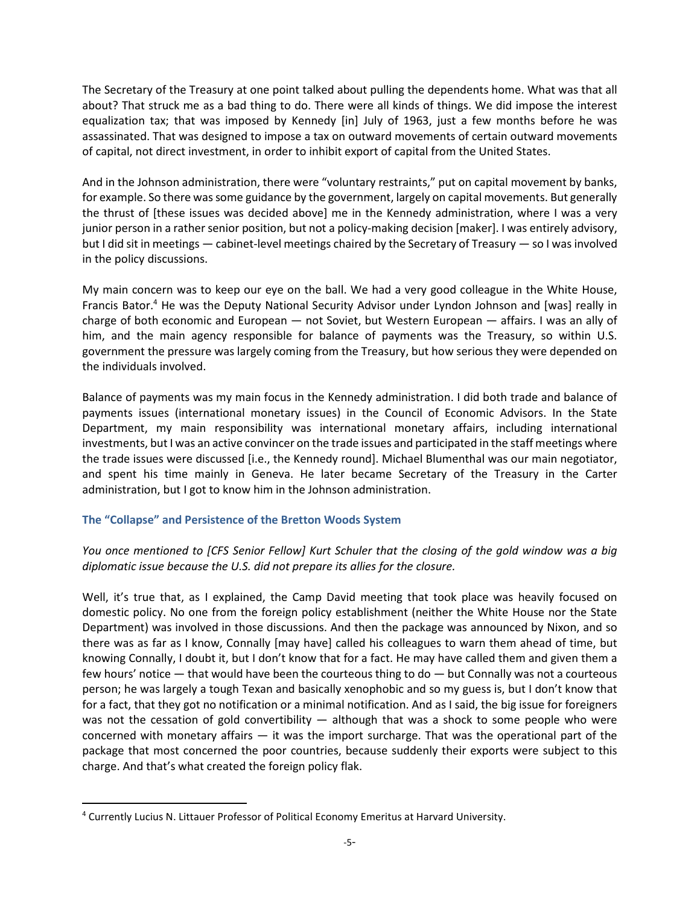The Secretary of the Treasury at one point talked about pulling the dependents home. What was that all about? That struck me as a bad thing to do. There were all kinds of things. We did impose the interest equalization tax; that was imposed by Kennedy [in] July of 1963, just a few months before he was assassinated. That was designed to impose a tax on outward movements of certain outward movements of capital, not direct investment, in order to inhibit export of capital from the United States.

And in the Johnson administration, there were "voluntary restraints," put on capital movement by banks, for example. So there was some guidance by the government, largely on capital movements. But generally the thrust of [these issues was decided above] me in the Kennedy administration, where I was a very junior person in a rather senior position, but not a policy-making decision [maker]. I was entirely advisory, but I did sit in meetings — cabinet-level meetings chaired by the Secretary of Treasury — so I was involved in the policy discussions.

My main concern was to keep our eye on the ball. We had a very good colleague in the White House, Francis Bator.[4] He was the Deputy National Security Advisor under Lyndon Johnson and [was] really in charge of both economic and European — not Soviet, but Western European — affairs. I was an ally of him, and the main agency responsible for balance of payments was the Treasury, so within U.S. government the pressure was largely coming from the Treasury, but how serious they were depended on the individuals involved.

Balance of payments was my main focus in the Kennedy administration. I did both trade and balance of payments issues (international monetary issues) in the Council of Economic Advisors. In the State Department, my main responsibility was international monetary affairs, including international investments, but I was an active convincer on the trade issues and participated in the staff meetings where the trade issues were discussed [i.e., the Kennedy round]. Michael Blumenthal was our main negotiator, and spent his time mainly in Geneva. He later became Secretary of the Treasury in the Carter administration, but I got to know him in the Johnson administration.

### The "Collapse" and Persistence of the Bretton Woods System

*You once mentioned to [CFS Senior Fellow] Kurt Schuler that the closing of the gold window was a big diplomatic issue because the U.S. did not prepare its allies for the closure.*

Well, it's true that, as I explained, the Camp David meeting that took place was heavily focused on domestic policy. No one from the foreign policy establishment (neither the White House nor the State Department) was involved in those discussions. And then the package was announced by Nixon, and so there was as far as I know, Connally [may have] called his colleagues to warn them ahead of time, but knowing Connally, I doubt it, but I don't know that for a fact. He may have called them and given them a few hours' notice — that would have been the courteous thing to do — but Connally was not a courteous person; he was largely a tough Texan and basically xenophobic and so my guess is, but I don't know that for a fact, that they got no notification or a minimal notification. And as I said, the big issue for foreigners was not the cessation of gold convertibility — although that was a shock to some people who were concerned with monetary affairs — it was the import surcharge. That was the operational part of the package that most concerned the poor countries, because suddenly their exports were subject to this charge. And that's what created the foreign policy flak.

[4] Currently Lucius N. Littauer Professor of Political Economy Emeritus at Harvard University.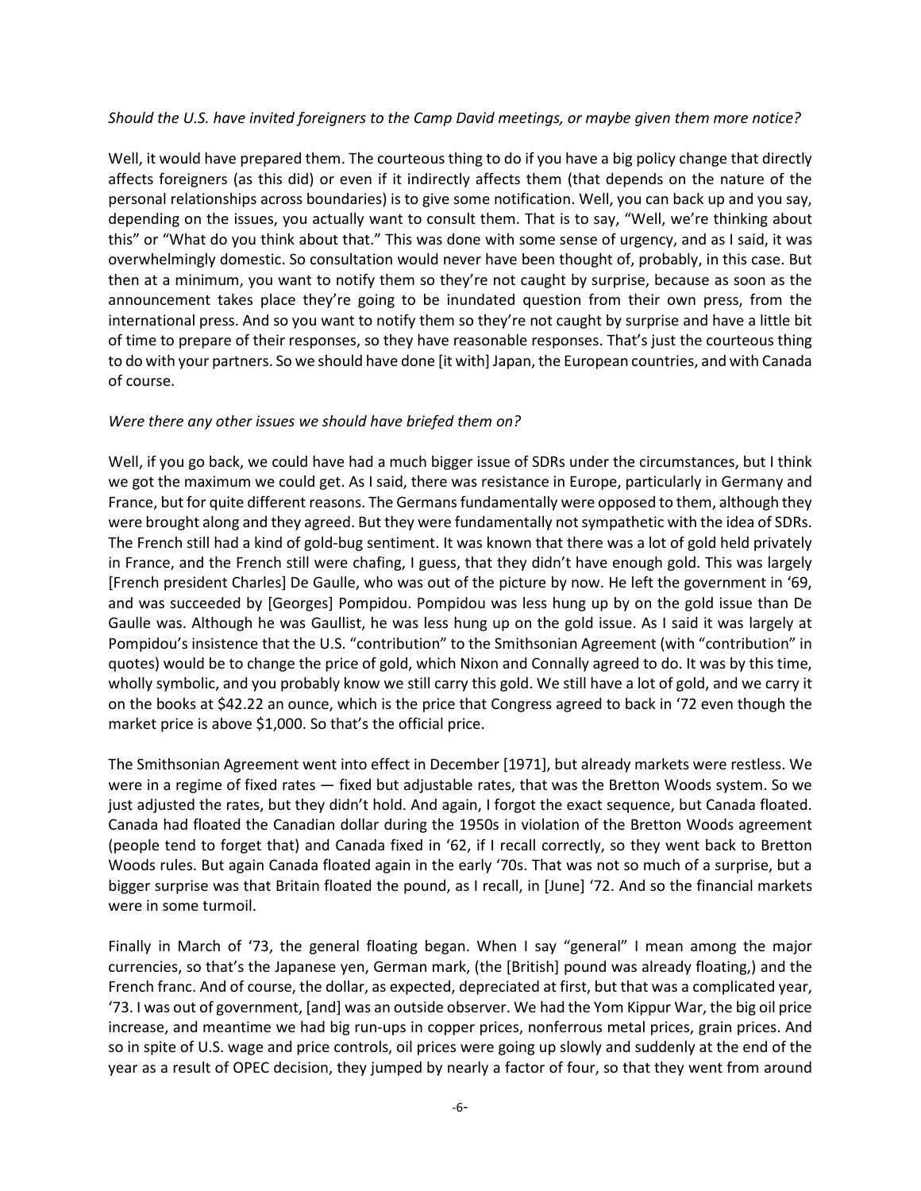*Should the U.S. have invited foreigners to the Camp David meetings, or maybe given them more notice?*

Well, it would have prepared them. The courteous thing to do if you have a big policy change that directly affects foreigners (as this did) or even if it indirectly affects them (that depends on the nature of the personal relationships across boundaries) is to give some notification. Well, you can back up and you say, depending on the issues, you actually want to consult them. That is to say, "Well, we're thinking about this" or "What do you think about that." This was done with some sense of urgency, and as I said, it was overwhelmingly domestic. So consultation would never have been thought of, probably, in this case. But then at a minimum, you want to notify them so they're not caught by surprise, because as soon as the announcement takes place they're going to be inundated question from their own press, from the international press. And so you want to notify them so they're not caught by surprise and have a little bit of time to prepare of their responses, so they have reasonable responses. That's just the courteous thing to do with your partners. So we should have done [it with] Japan, the European countries, and with Canada of course.

*Were there any other issues we should have briefed them on?*

Well, if you go back, we could have had a much bigger issue of SDRs under the circumstances, but I think we got the maximum we could get. As I said, there was resistance in Europe, particularly in Germany and France, but for quite different reasons. The Germans fundamentally were opposed to them, although they were brought along and they agreed. But they were fundamentally not sympathetic with the idea of SDRs. The French still had a kind of gold-bug sentiment. It was known that there was a lot of gold held privately in France, and the French still were chafing, I guess, that they didn't have enough gold. This was largely [French president Charles] De Gaulle, who was out of the picture by now. He left the government in '69, and was succeeded by [Georges] Pompidou. Pompidou was less hung up by on the gold issue than De Gaulle was. Although he was Gaullist, he was less hung up on the gold issue. As I said it was largely at Pompidou's insistence that the U.S. "contribution" to the Smithsonian Agreement (with "contribution" in quotes) would be to change the price of gold, which Nixon and Connally agreed to do. It was by this time, wholly symbolic, and you probably know we still carry this gold. We still have a lot of gold, and we carry it on the books at $42.22 an ounce, which is the price that Congress agreed to back in '72 even though the market price is above $1,000. So that's the official price.

The Smithsonian Agreement went into effect in December [1971], but already markets were restless. We were in a regime of fixed rates — fixed but adjustable rates, that was the Bretton Woods system. So we just adjusted the rates, but they didn't hold. And again, I forgot the exact sequence, but Canada floated. Canada had floated the Canadian dollar during the 1950s in violation of the Bretton Woods agreement (people tend to forget that) and Canada fixed in '62, if I recall correctly, so they went back to Bretton Woods rules. But again Canada floated again in the early '70s. That was not so much of a surprise, but a bigger surprise was that Britain floated the pound, as I recall, in [June] '72. And so the financial markets were in some turmoil.

Finally in March of '73, the general floating began. When I say "general" I mean among the major currencies, so that's the Japanese yen, German mark, (the [British] pound was already floating,) and the French franc. And of course, the dollar, as expected, depreciated at first, but that was a complicated year, '73. I was out of government, [and] was an outside observer. We had the Yom Kippur War, the big oil price increase, and meantime we had big run-ups in copper prices, nonferrous metal prices, grain prices. And so in spite of U.S. wage and price controls, oil prices were going up slowly and suddenly at the end of the year as a result of OPEC decision, they jumped by nearly a factor of four, so that they went from around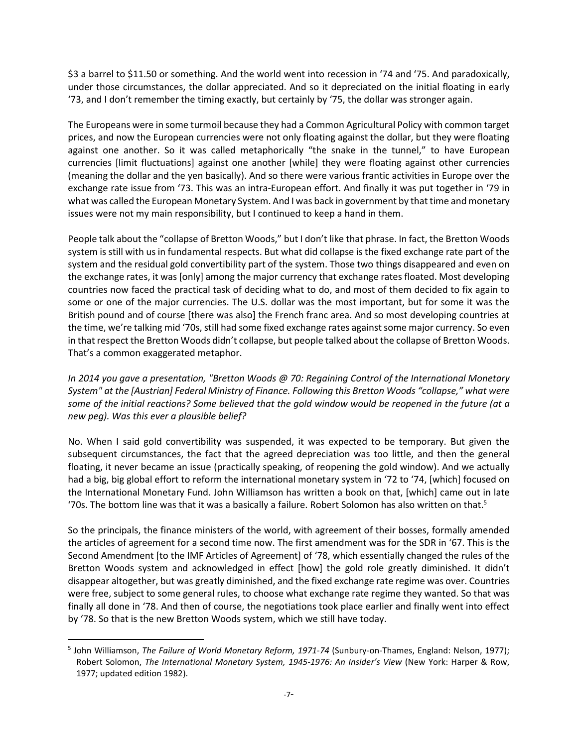$3 a barrel to $11.50 or something. And the world went into recession in '74 and '75. And paradoxically, under those circumstances, the dollar appreciated. And so it depreciated on the initial floating in early '73, and I don't remember the timing exactly, but certainly by '75, the dollar was stronger again.

The Europeans were in some turmoil because they had a Common Agricultural Policy with common target prices, and now the European currencies were not only floating against the dollar, but they were floating against one another. So it was called metaphorically "the snake in the tunnel," to have European currencies [limit fluctuations] against one another [while] they were floating against other currencies (meaning the dollar and the yen basically). And so there were various frantic activities in Europe over the exchange rate issue from '73. This was an intra-European effort. And finally it was put together in '79 in what was called the European Monetary System. And I was back in government by that time and monetary issues were not my main responsibility, but I continued to keep a hand in them.

People talk about the "collapse of Bretton Woods," but I don't like that phrase. In fact, the Bretton Woods system is still with us in fundamental respects. But what did collapse is the fixed exchange rate part of the system and the residual gold convertibility part of the system. Those two things disappeared and even on the exchange rates, it was [only] among the major currency that exchange rates floated. Most developing countries now faced the practical task of deciding what to do, and most of them decided to fix again to some or one of the major currencies. The U.S. dollar was the most important, but for some it was the British pound and of course [there was also] the French franc area. And so most developing countries at the time, we're talking mid '70s, still had some fixed exchange rates against some major currency. So even in that respect the Bretton Woods didn't collapse, but people talked about the collapse of Bretton Woods. That's a common exaggerated metaphor.

*In 2014 you gave a presentation, "Bretton Woods @ 70: Regaining Control of the International Monetary System" at the [Austrian] Federal Ministry of Finance. Following this Bretton Woods "collapse," what were some of the initial reactions? Some believed that the gold window would be reopened in the future (at a new peg). Was this ever a plausible belief?*

No. When I said gold convertibility was suspended, it was expected to be temporary. But given the subsequent circumstances, the fact that the agreed depreciation was too little, and then the general floating, it never became an issue (practically speaking, of reopening the gold window). And we actually had a big, big global effort to reform the international monetary system in '72 to '74, [which] focused on the International Monetary Fund. John Williamson has written a book on that, [which] came out in late '70s. The bottom line was that it was a basically a failure. Robert Solomon has also written on that.[5]

So the principals, the finance ministers of the world, with agreement of their bosses, formally amended the articles of agreement for a second time now. The first amendment was for the SDR in '67. This is the Second Amendment [to the IMF Articles of Agreement] of '78, which essentially changed the rules of the Bretton Woods system and acknowledged in effect [how] the gold role greatly diminished. It didn't disappear altogether, but was greatly diminished, and the fixed exchange rate regime was over. Countries were free, subject to some general rules, to choose what exchange rate regime they wanted. So that was finally all done in '78. And then of course, the negotiations took place earlier and finally went into effect by '78. So that is the new Bretton Woods system, which we still have today.

---

[5] John Williamson, *The Failure of World Monetary Reform, 1971-74* (Sunbury-on-Thames, England: Nelson, 1977); Robert Solomon, *The International Monetary System, 1945-1976: An Insider's View* (New York: Harper & Row, 1977; updated edition 1982).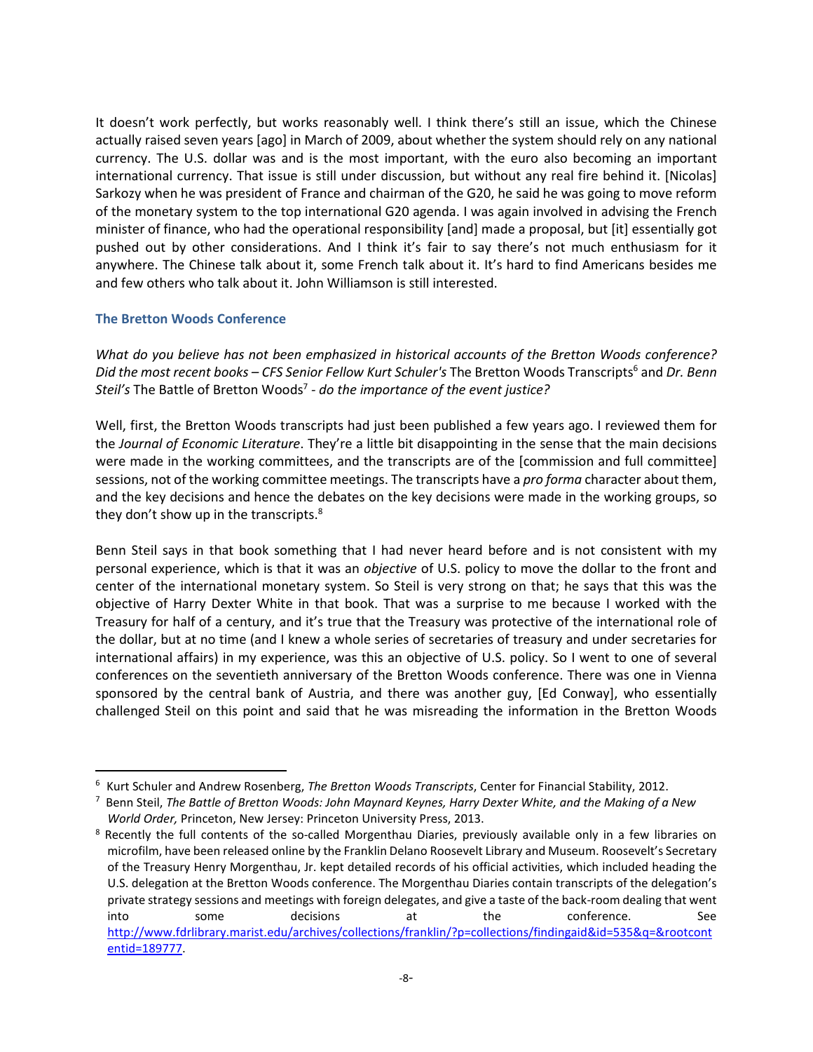It doesn't work perfectly, but works reasonably well. I think there's still an issue, which the Chinese actually raised seven years [ago] in March of 2009, about whether the system should rely on any national currency. The U.S. dollar was and is the most important, with the euro also becoming an important international currency. That issue is still under discussion, but without any real fire behind it. [Nicolas] Sarkozy when he was president of France and chairman of the G20, he said he was going to move reform of the monetary system to the top international G20 agenda. I was again involved in advising the French minister of finance, who had the operational responsibility [and] made a proposal, but [it] essentially got pushed out by other considerations. And I think it's fair to say there's not much enthusiasm for it anywhere. The Chinese talk about it, some French talk about it. It's hard to find Americans besides me and few others who talk about it. John Williamson is still interested.

### The Bretton Woods Conference

*What do you believe has not been emphasized in historical accounts of the Bretton Woods conference? Did the most recent books – CFS Senior Fellow Kurt Schuler's* The Bretton Woods Transcripts[6] *and Dr. Benn Steil's* The Battle of Bretton Woods[7] *- do the importance of the event justice?*

Well, first, the Bretton Woods transcripts had just been published a few years ago. I reviewed them for the *Journal of Economic Literature*. They're a little bit disappointing in the sense that the main decisions were made in the working committees, and the transcripts are of the [commission and full committee] sessions, not of the working committee meetings. The transcripts have a *pro forma* character about them, and the key decisions and hence the debates on the key decisions were made in the working groups, so they don't show up in the transcripts.[8]

Benn Steil says in that book something that I had never heard before and is not consistent with my personal experience, which is that it was an *objective* of U.S. policy to move the dollar to the front and center of the international monetary system. So Steil is very strong on that; he says that this was the objective of Harry Dexter White in that book. That was a surprise to me because I worked with the Treasury for half of a century, and it's true that the Treasury was protective of the international role of the dollar, but at no time (and I knew a whole series of secretaries of treasury and under secretaries for international affairs) in my experience, was this an objective of U.S. policy. So I went to one of several conferences on the seventieth anniversary of the Bretton Woods conference. There was one in Vienna sponsored by the central bank of Austria, and there was another guy, [Ed Conway], who essentially challenged Steil on this point and said that he was misreading the information in the Bretton Woods

---

[6] Kurt Schuler and Andrew Rosenberg, *The Bretton Woods Transcripts*, Center for Financial Stability, 2012.

[7] Benn Steil, *The Battle of Bretton Woods: John Maynard Keynes, Harry Dexter White, and the Making of a New World Order,* Princeton, New Jersey: Princeton University Press, 2013.

[8] Recently the full contents of the so-called Morgenthau Diaries, previously available only in a few libraries on microfilm, have been released online by the Franklin Delano Roosevelt Library and Museum. Roosevelt's Secretary of the Treasury Henry Morgenthau, Jr. kept detailed records of his official activities, which included heading the U.S. delegation at the Bretton Woods conference. The Morgenthau Diaries contain transcripts of the delegation's private strategy sessions and meetings with foreign delegates, and give a taste of the back-room dealing that went into some decisions at the conference. See http://www.fdrlibrary.marist.edu/archives/collections/franklin/?p=collections/findingaid&id=535&q=&rootcontentid=189777.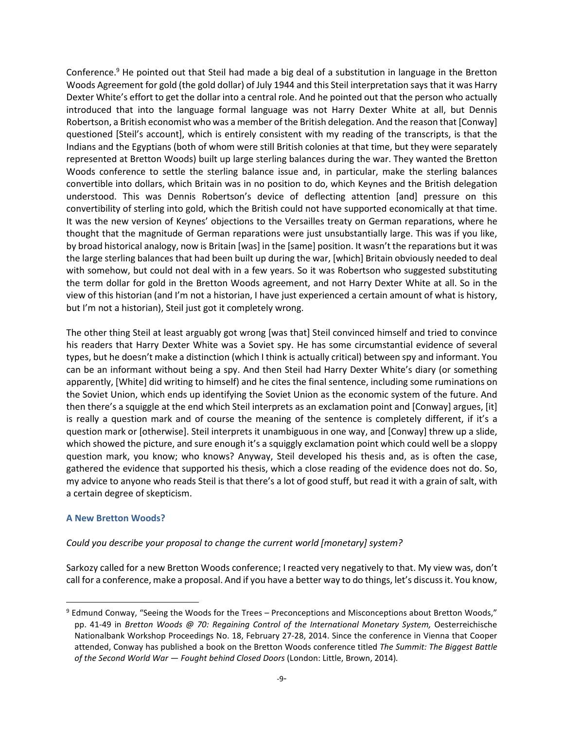Conference.[9] He pointed out that Steil had made a big deal of a substitution in language in the Bretton Woods Agreement for gold (the gold dollar) of July 1944 and this Steil interpretation says that it was Harry Dexter White's effort to get the dollar into a central role. And he pointed out that the person who actually introduced that into the language formal language was not Harry Dexter White at all, but Dennis Robertson, a British economist who was a member of the British delegation. And the reason that [Conway] questioned [Steil's account], which is entirely consistent with my reading of the transcripts, is that the Indians and the Egyptians (both of whom were still British colonies at that time, but they were separately represented at Bretton Woods) built up large sterling balances during the war. They wanted the Bretton Woods conference to settle the sterling balance issue and, in particular, make the sterling balances convertible into dollars, which Britain was in no position to do, which Keynes and the British delegation understood. This was Dennis Robertson's device of deflecting attention [and] pressure on this convertibility of sterling into gold, which the British could not have supported economically at that time. It was the new version of Keynes' objections to the Versailles treaty on German reparations, where he thought that the magnitude of German reparations were just unsubstantially large. This was if you like, by broad historical analogy, now is Britain [was] in the [same] position. It wasn't the reparations but it was the large sterling balances that had been built up during the war, [which] Britain obviously needed to deal with somehow, but could not deal with in a few years. So it was Robertson who suggested substituting the term dollar for gold in the Bretton Woods agreement, and not Harry Dexter White at all. So in the view of this historian (and I'm not a historian, I have just experienced a certain amount of what is history, but I'm not a historian), Steil just got it completely wrong.

The other thing Steil at least arguably got wrong [was that] Steil convinced himself and tried to convince his readers that Harry Dexter White was a Soviet spy. He has some circumstantial evidence of several types, but he doesn't make a distinction (which I think is actually critical) between spy and informant. You can be an informant without being a spy. And then Steil had Harry Dexter White's diary (or something apparently, [White] did writing to himself) and he cites the final sentence, including some ruminations on the Soviet Union, which ends up identifying the Soviet Union as the economic system of the future. And then there's a squiggle at the end which Steil interprets as an exclamation point and [Conway] argues, [it] is really a question mark and of course the meaning of the sentence is completely different, if it's a question mark or [otherwise]. Steil interprets it unambiguous in one way, and [Conway] threw up a slide, which showed the picture, and sure enough it's a squiggly exclamation point which could well be a sloppy question mark, you know; who knows? Anyway, Steil developed his thesis and, as is often the case, gathered the evidence that supported his thesis, which a close reading of the evidence does not do. So, my advice to anyone who reads Steil is that there's a lot of good stuff, but read it with a grain of salt, with a certain degree of skepticism.

### A New Bretton Woods?

*Could you describe your proposal to change the current world [monetary] system?*

Sarkozy called for a new Bretton Woods conference; I reacted very negatively to that. My view was, don't call for a conference, make a proposal. And if you have a better way to do things, let's discuss it. You know,

---

[9] Edmund Conway, "Seeing the Woods for the Trees – Preconceptions and Misconceptions about Bretton Woods," pp. 41-49 in *Bretton Woods @ 70: Regaining Control of the International Monetary System,* Oesterreichische Nationalbank Workshop Proceedings No. 18, February 27-28, 2014. Since the conference in Vienna that Cooper attended, Conway has published a book on the Bretton Woods conference titled *The Summit: The Biggest Battle of the Second World War — Fought behind Closed Doors* (London: Little, Brown, 2014).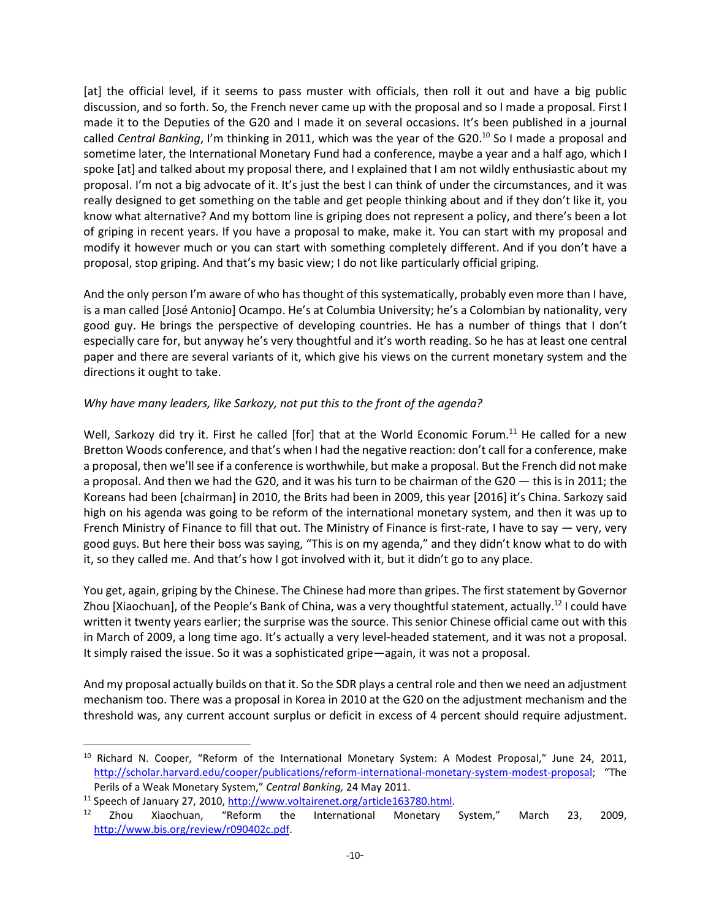[at] the official level, if it seems to pass muster with officials, then roll it out and have a big public discussion, and so forth. So, the French never came up with the proposal and so I made a proposal. First I made it to the Deputies of the G20 and I made it on several occasions. It's been published in a journal called *Central Banking*, I'm thinking in 2011, which was the year of the G20.[10] So I made a proposal and sometime later, the International Monetary Fund had a conference, maybe a year and a half ago, which I spoke [at] and talked about my proposal there, and I explained that I am not wildly enthusiastic about my proposal. I'm not a big advocate of it. It's just the best I can think of under the circumstances, and it was really designed to get something on the table and get people thinking about and if they don't like it, you know what alternative? And my bottom line is griping does not represent a policy, and there's been a lot of griping in recent years. If you have a proposal to make, make it. You can start with my proposal and modify it however much or you can start with something completely different. And if you don't have a proposal, stop griping. And that's my basic view; I do not like particularly official griping.

And the only person I'm aware of who has thought of this systematically, probably even more than I have, is a man called [José Antonio] Ocampo. He's at Columbia University; he's a Colombian by nationality, very good guy. He brings the perspective of developing countries. He has a number of things that I don't especially care for, but anyway he's very thoughtful and it's worth reading. So he has at least one central paper and there are several variants of it, which give his views on the current monetary system and the directions it ought to take.

*Why have many leaders, like Sarkozy, not put this to the front of the agenda?*

Well, Sarkozy did try it. First he called [for] that at the World Economic Forum.[11] He called for a new Bretton Woods conference, and that's when I had the negative reaction: don't call for a conference, make a proposal, then we'll see if a conference is worthwhile, but make a proposal. But the French did not make a proposal. And then we had the G20, and it was his turn to be chairman of the G20 — this is in 2011; the Koreans had been [chairman] in 2010, the Brits had been in 2009, this year [2016] it's China. Sarkozy said high on his agenda was going to be reform of the international monetary system, and then it was up to French Ministry of Finance to fill that out. The Ministry of Finance is first-rate, I have to say — very, very good guys. But here their boss was saying, "This is on my agenda," and they didn't know what to do with it, so they called me. And that's how I got involved with it, but it didn't go to any place.

You get, again, griping by the Chinese. The Chinese had more than gripes. The first statement by Governor Zhou [Xiaochuan], of the People's Bank of China, was a very thoughtful statement, actually.[12] I could have written it twenty years earlier; the surprise was the source. This senior Chinese official came out with this in March of 2009, a long time ago. It's actually a very level-headed statement, and it was not a proposal. It simply raised the issue. So it was a sophisticated gripe—again, it was not a proposal.

And my proposal actually builds on that it. So the SDR plays a central role and then we need an adjustment mechanism too. There was a proposal in Korea in 2010 at the G20 on the adjustment mechanism and the threshold was, any current account surplus or deficit in excess of 4 percent should require adjustment.

---

[10] Richard N. Cooper, "Reform of the International Monetary System: A Modest Proposal," June 24, 2011, http://scholar.harvard.edu/cooper/publications/reform-international-monetary-system-modest-proposal; "The Perils of a Weak Monetary System," *Central Banking,* 24 May 2011.

[11] Speech of January 27, 2010, http://www.voltairenet.org/article163780.html.

[12] Zhou Xiaochuan, "Reform the International Monetary System," March 23, 2009, http://www.bis.org/review/r090402c.pdf.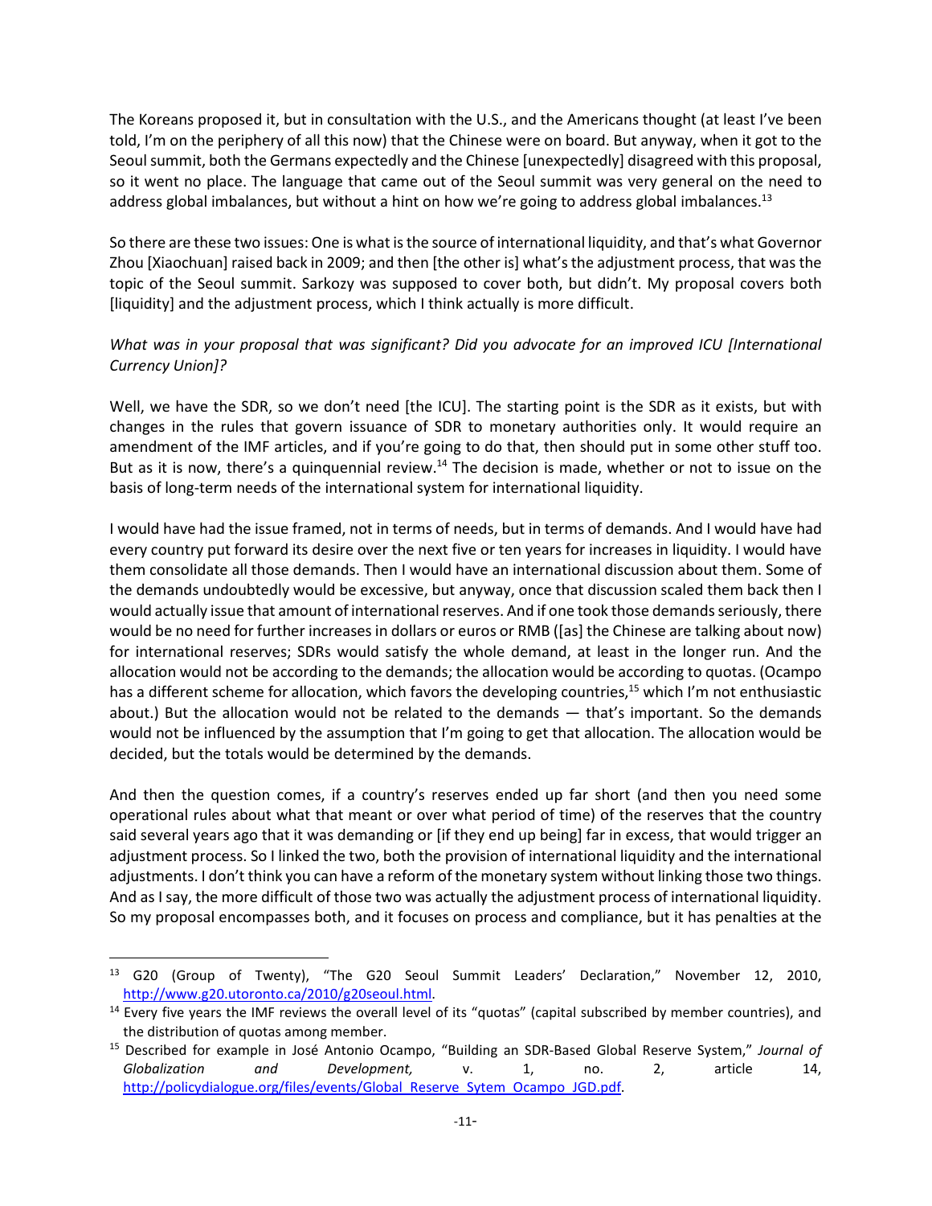The Koreans proposed it, but in consultation with the U.S., and the Americans thought (at least I've been told, I'm on the periphery of all this now) that the Chinese were on board. But anyway, when it got to the Seoul summit, both the Germans expectedly and the Chinese [unexpectedly] disagreed with this proposal, so it went no place. The language that came out of the Seoul summit was very general on the need to address global imbalances, but without a hint on how we're going to address global imbalances.[13]

So there are these two issues: One is what is the source of international liquidity, and that's what Governor Zhou [Xiaochuan] raised back in 2009; and then [the other is] what's the adjustment process, that was the topic of the Seoul summit. Sarkozy was supposed to cover both, but didn't. My proposal covers both [liquidity] and the adjustment process, which I think actually is more difficult.

*What was in your proposal that was significant? Did you advocate for an improved ICU [International Currency Union]?*

Well, we have the SDR, so we don't need [the ICU]. The starting point is the SDR as it exists, but with changes in the rules that govern issuance of SDR to monetary authorities only. It would require an amendment of the IMF articles, and if you're going to do that, then should put in some other stuff too. But as it is now, there's a quinquennial review.[14] The decision is made, whether or not to issue on the basis of long-term needs of the international system for international liquidity.

I would have had the issue framed, not in terms of needs, but in terms of demands. And I would have had every country put forward its desire over the next five or ten years for increases in liquidity. I would have them consolidate all those demands. Then I would have an international discussion about them. Some of the demands undoubtedly would be excessive, but anyway, once that discussion scaled them back then I would actually issue that amount of international reserves. And if one took those demands seriously, there would be no need for further increases in dollars or euros or RMB ([as] the Chinese are talking about now) for international reserves; SDRs would satisfy the whole demand, at least in the longer run. And the allocation would not be according to the demands; the allocation would be according to quotas. (Ocampo has a different scheme for allocation, which favors the developing countries,[15] which I'm not enthusiastic about.) But the allocation would not be related to the demands — that's important. So the demands would not be influenced by the assumption that I'm going to get that allocation. The allocation would be decided, but the totals would be determined by the demands.

And then the question comes, if a country's reserves ended up far short (and then you need some operational rules about what that meant or over what period of time) of the reserves that the country said several years ago that it was demanding or [if they end up being] far in excess, that would trigger an adjustment process. So I linked the two, both the provision of international liquidity and the international adjustments. I don't think you can have a reform of the monetary system without linking those two things. And as I say, the more difficult of those two was actually the adjustment process of international liquidity. So my proposal encompasses both, and it focuses on process and compliance, but it has penalties at the

---

[13] G20 (Group of Twenty), "The G20 Seoul Summit Leaders' Declaration," November 12, 2010, http://www.g20.utoronto.ca/2010/g20seoul.html.

[14] Every five years the IMF reviews the overall level of its "quotas" (capital subscribed by member countries), and the distribution of quotas among member.

[15] Described for example in José Antonio Ocampo, "Building an SDR-Based Global Reserve System," *Journal of Globalization and Development,* v. 1, no. 2, article 14, http://policydialogue.org/files/events/Global_Reserve_Sytem_Ocampo_JGD.pdf.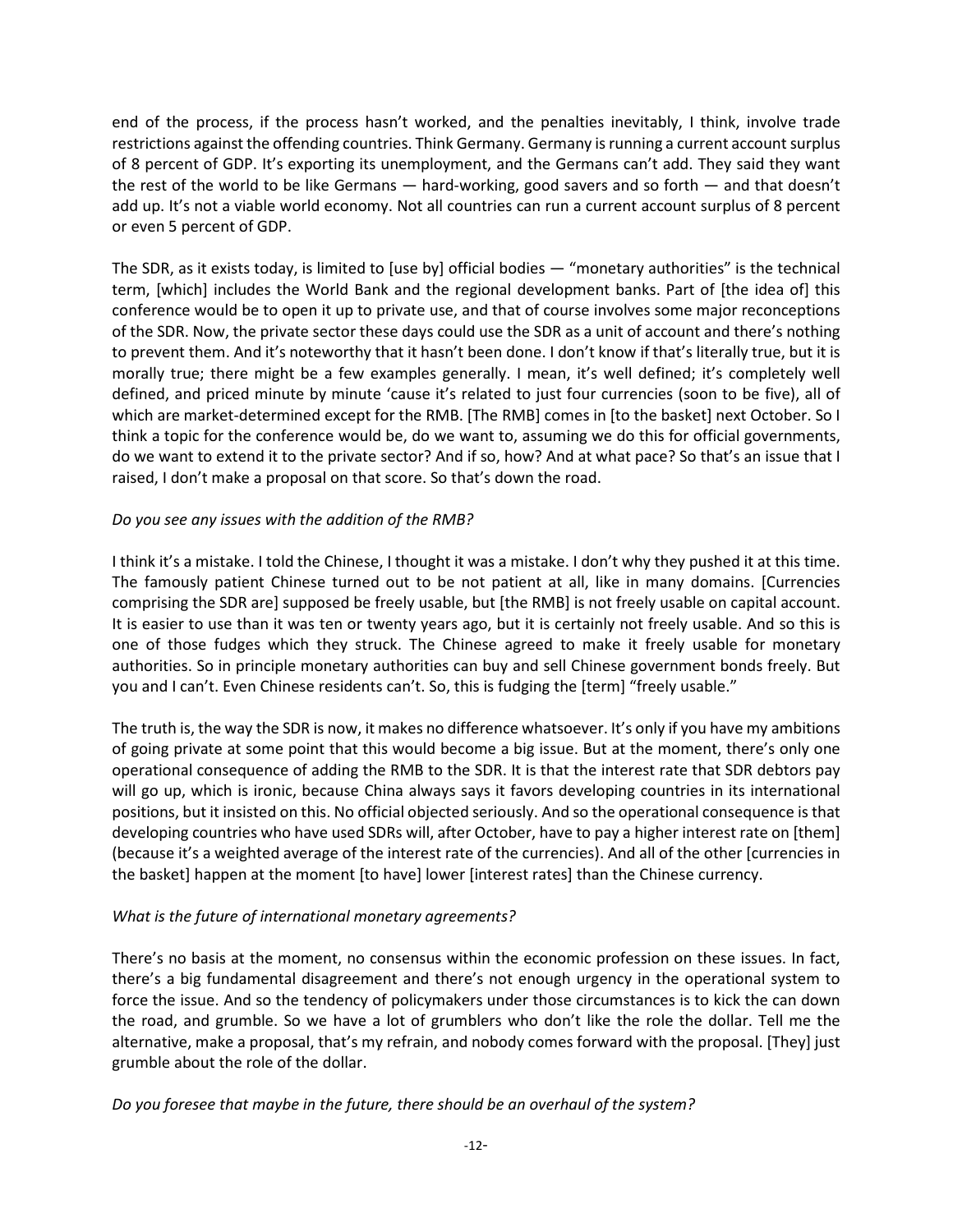end of the process, if the process hasn't worked, and the penalties inevitably, I think, involve trade restrictions against the offending countries. Think Germany. Germany is running a current account surplus of 8 percent of GDP. It's exporting its unemployment, and the Germans can't add. They said they want the rest of the world to be like Germans — hard-working, good savers and so forth — and that doesn't add up. It's not a viable world economy. Not all countries can run a current account surplus of 8 percent or even 5 percent of GDP.

The SDR, as it exists today, is limited to [use by] official bodies — "monetary authorities" is the technical term, [which] includes the World Bank and the regional development banks. Part of [the idea of] this conference would be to open it up to private use, and that of course involves some major reconceptions of the SDR. Now, the private sector these days could use the SDR as a unit of account and there's nothing to prevent them. And it's noteworthy that it hasn't been done. I don't know if that's literally true, but it is morally true; there might be a few examples generally. I mean, it's well defined; it's completely well defined, and priced minute by minute 'cause it's related to just four currencies (soon to be five), all of which are market-determined except for the RMB. [The RMB] comes in [to the basket] next October. So I think a topic for the conference would be, do we want to, assuming we do this for official governments, do we want to extend it to the private sector? And if so, how? And at what pace? So that's an issue that I raised, I don't make a proposal on that score. So that's down the road.

*Do you see any issues with the addition of the RMB?*

I think it's a mistake. I told the Chinese, I thought it was a mistake. I don't why they pushed it at this time. The famously patient Chinese turned out to be not patient at all, like in many domains. [Currencies comprising the SDR are] supposed be freely usable, but [the RMB] is not freely usable on capital account. It is easier to use than it was ten or twenty years ago, but it is certainly not freely usable. And so this is one of those fudges which they struck. The Chinese agreed to make it freely usable for monetary authorities. So in principle monetary authorities can buy and sell Chinese government bonds freely. But you and I can't. Even Chinese residents can't. So, this is fudging the [term] "freely usable."

The truth is, the way the SDR is now, it makes no difference whatsoever. It's only if you have my ambitions of going private at some point that this would become a big issue. But at the moment, there's only one operational consequence of adding the RMB to the SDR. It is that the interest rate that SDR debtors pay will go up, which is ironic, because China always says it favors developing countries in its international positions, but it insisted on this. No official objected seriously. And so the operational consequence is that developing countries who have used SDRs will, after October, have to pay a higher interest rate on [them] (because it's a weighted average of the interest rate of the currencies). And all of the other [currencies in the basket] happen at the moment [to have] lower [interest rates] than the Chinese currency.

*What is the future of international monetary agreements?*

There's no basis at the moment, no consensus within the economic profession on these issues. In fact, there's a big fundamental disagreement and there's not enough urgency in the operational system to force the issue. And so the tendency of policymakers under those circumstances is to kick the can down the road, and grumble. So we have a lot of grumblers who don't like the role the dollar. Tell me the alternative, make a proposal, that's my refrain, and nobody comes forward with the proposal. [They] just grumble about the role of the dollar.

*Do you foresee that maybe in the future, there should be an overhaul of the system?*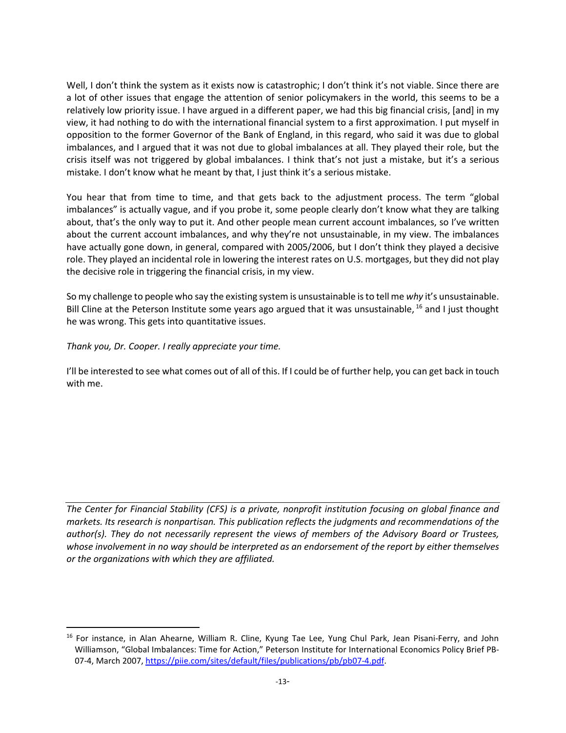Well, I don't think the system as it exists now is catastrophic; I don't think it's not viable. Since there are a lot of other issues that engage the attention of senior policymakers in the world, this seems to be a relatively low priority issue. I have argued in a different paper, we had this big financial crisis, [and] in my view, it had nothing to do with the international financial system to a first approximation. I put myself in opposition to the former Governor of the Bank of England, in this regard, who said it was due to global imbalances, and I argued that it was not due to global imbalances at all. They played their role, but the crisis itself was not triggered by global imbalances. I think that's not just a mistake, but it's a serious mistake. I don't know what he meant by that, I just think it's a serious mistake.

You hear that from time to time, and that gets back to the adjustment process. The term "global imbalances" is actually vague, and if you probe it, some people clearly don't know what they are talking about, that's the only way to put it. And other people mean current account imbalances, so I've written about the current account imbalances, and why they're not unsustainable, in my view. The imbalances have actually gone down, in general, compared with 2005/2006, but I don't think they played a decisive role. They played an incidental role in lowering the interest rates on U.S. mortgages, but they did not play the decisive role in triggering the financial crisis, in my view.

So my challenge to people who say the existing system is unsustainable is to tell me *why* it's unsustainable. Bill Cline at the Peterson Institute some years ago argued that it was unsustainable, [16] and I just thought he was wrong. This gets into quantitative issues.

*Thank you, Dr. Cooper. I really appreciate your time.*

I'll be interested to see what comes out of all of this. If I could be of further help, you can get back in touch with me.

---

*The Center for Financial Stability (CFS) is a private, nonprofit institution focusing on global finance and markets. Its research is nonpartisan. This publication reflects the judgments and recommendations of the author(s). They do not necessarily represent the views of members of the Advisory Board or Trustees, whose involvement in no way should be interpreted as an endorsement of the report by either themselves or the organizations with which they are affiliated.*

---

[16] For instance, in Alan Ahearne, William R. Cline, Kyung Tae Lee, Yung Chul Park, Jean Pisani-Ferry, and John Williamson, "Global Imbalances: Time for Action," Peterson Institute for International Economics Policy Brief PB-07-4, March 2007, https://piie.com/sites/default/files/publications/pb/pb07-4.pdf.